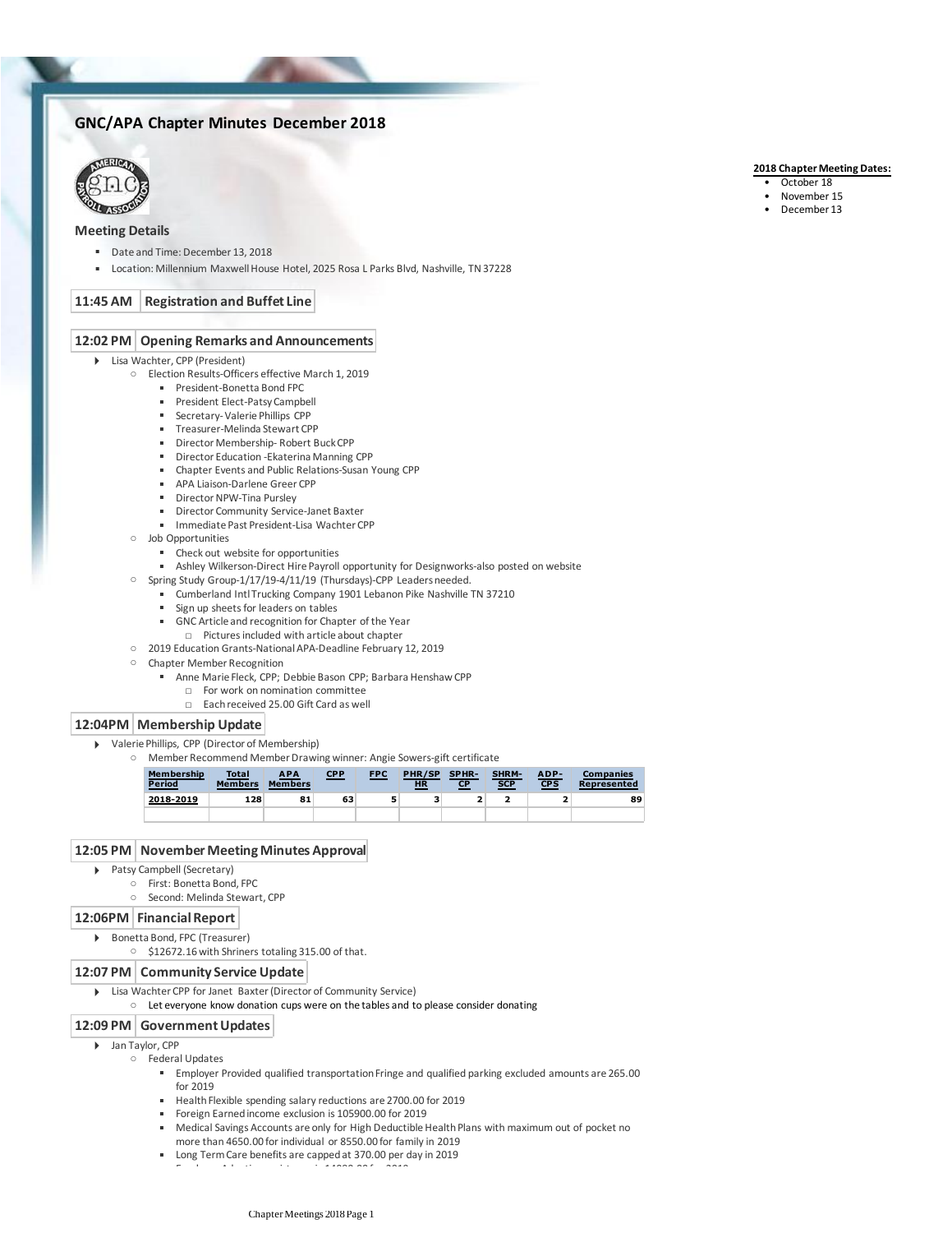# GNC/APA Chapter Minutes December 2018

**2018 Chapter Meeting Dates:**
- October 18
- November 15
- December 13

## Meeting Details

- Date and Time: December 13, 2018
- Location: Millennium Maxwell House Hotel, 2025 Rosa L Parks Blvd, Nashville, TN 37228

### 11:45 AM | Registration and Buffet Line

### 12:02 PM | Opening Remarks and Announcements

- Lisa Wachter, CPP (President)
  - Election Results-Officers effective March 1, 2019
    - President-Bonetta Bond FPC
    - President Elect-Patsy Campbell
    - Secretary- Valerie Phillips CPP
    - Treasurer-Melinda Stewart CPP
    - Director Membership- Robert Buck CPP
    - Director Education -Ekaterina Manning CPP
    - Chapter Events and Public Relations-Susan Young CPP
    - APA Liaison-Darlene Greer CPP
    - Director NPW-Tina Pursley
    - Director Community Service-Janet Baxter
    - Immediate Past President-Lisa Wachter CPP
  - Job Opportunities
    - Check out website for opportunities
    - Ashley Wilkerson-Direct Hire Payroll opportunity for Designworks-also posted on website
  - Spring Study Group-1/17/19-4/11/19 (Thursdays)-CPP Leaders needed.
    - Cumberland Intl Trucking Company 1901 Lebanon Pike Nashville TN 37210
    - Sign up sheets for leaders on tables
    - GNC Article and recognition for Chapter of the Year
      - Pictures included with article about chapter
  - 2019 Education Grants-National APA-Deadline February 12, 2019
  - Chapter Member Recognition
    - Anne Marie Fleck, CPP; Debbie Bason CPP; Barbara Henshaw CPP
      - For work on nomination committee
      - Each received 25.00 Gift Card as well

### 12:04PM | Membership Update

- Valerie Phillips, CPP (Director of Membership)
  - Member Recommend Member Drawing winner: Angie Sowers-gift certificate

| Membership Period | Total Members | APA Members | CPP | FPC | PHR/SP HR | SPHR-CP | SHRM-SCP | ADP-CPS | Companies Represented |
|---|---|---|---|---|---|---|---|---|---|
| 2018-2019 | 128 | 81 | 63 | 5 | 3 | 2 | 2 | 2 | 89 |
| | | | | | | | | | |

### 12:05 PM | November Meeting Minutes Approval

- Patsy Campbell (Secretary)
  - First: Bonetta Bond, FPC
  - Second: Melinda Stewart, CPP

### 12:06PM | Financial Report

- Bonetta Bond, FPC (Treasurer)
  - $12672.16 with Shriners totaling 315.00 of that.

### 12:07 PM | Community Service Update

- Lisa Wachter CPP for Janet Baxter (Director of Community Service)
  - Let everyone know donation cups were on the tables and to please consider donating

### 12:09 PM | Government Updates

- Jan Taylor, CPP
  - Federal Updates
    - Employer Provided qualified transportation Fringe and qualified parking excluded amounts are 265.00 for 2019
    - Health Flexible spending salary reductions are 2700.00 for 2019
    - Foreign Earned income exclusion is 105900.00 for 2019
    - Medical Savings Accounts are only for High Deductible Health Plans with maximum out of pocket no more than 4650.00 for individual or 8550.00 for family in 2019
    - Long Term Care benefits are capped at 370.00 per day in 2019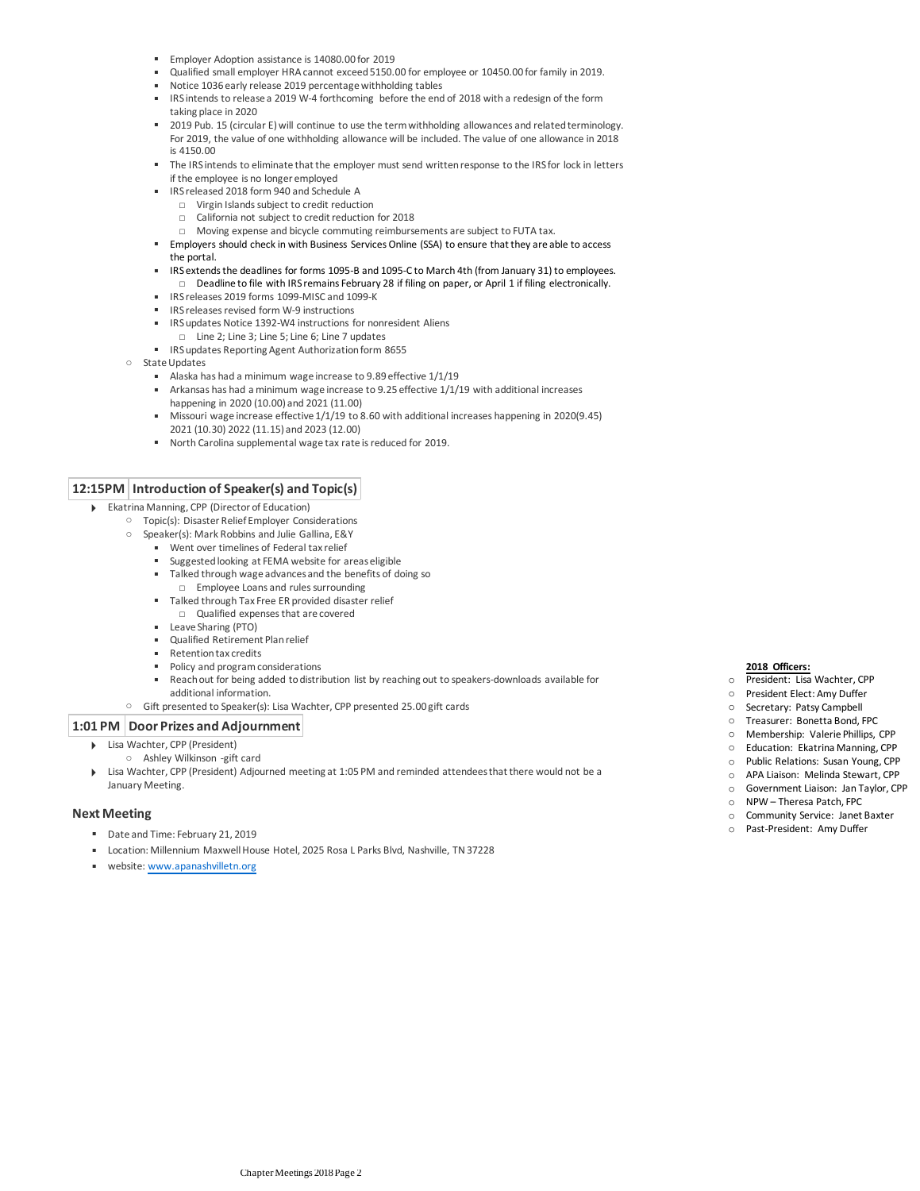- Employer Adoption assistance is 14080.00 for 2019
- Qualified small employer HRA cannot exceed 5150.00 for employee or 10450.00 for family in 2019.
- Notice 1036 early release 2019 percentage withholding tables
- IRS intends to release a 2019 W-4 forthcoming before the end of 2018 with a redesign of the form taking place in 2020
- 2019 Pub. 15 (circular E) will continue to use the term withholding allowances and related terminology. For 2019, the value of one withholding allowance will be included. The value of one allowance in 2018 is 4150.00
- The IRS intends to eliminate that the employer must send written response to the IRS for lock in letters if the employee is no longer employed
- IRS released 2018 form 940 and Schedule A
  - Virgin Islands subject to credit reduction
  - California not subject to credit reduction for 2018
  - Moving expense and bicycle commuting reimbursements are subject to FUTA tax.
- Employers should check in with Business Services Online (SSA) to ensure that they are able to access the portal.
- IRS extends the deadlines for forms 1095-B and 1095-C to March 4th (from January 31) to employees.
  - Deadline to file with IRS remains February 28 if filing on paper, or April 1 if filing electronically.
- IRS releases 2019 forms 1099-MISC and 1099-K
- IRS releases revised form W-9 instructions
- IRS updates Notice 1392-W4 instructions for nonresident Aliens
  - Line 2; Line 3; Line 5; Line 6; Line 7 updates
- IRS updates Reporting Agent Authorization form 8655

- State Updates
  - Alaska has had a minimum wage increase to 9.89 effective 1/1/19
  - Arkansas has had a minimum wage increase to 9.25 effective 1/1/19 with additional increases happening in 2020 (10.00) and 2021 (11.00)
  - Missouri wage increase effective 1/1/19 to 8.60 with additional increases happening in 2020(9.45) 2021 (10.30) 2022 (11.15) and 2023 (12.00)
  - North Carolina supplemental wage tax rate is reduced for 2019.

## 12:15PM Introduction of Speaker(s) and Topic(s)

- Ekatrina Manning, CPP (Director of Education)
  - Topic(s): Disaster Relief Employer Considerations
  - Speaker(s): Mark Robbins and Julie Gallina, E&Y
    - Went over timelines of Federal tax relief
    - Suggested looking at FEMA website for areas eligible
    - Talked through wage advances and the benefits of doing so
      - Employee Loans and rules surrounding
    - Talked through Tax Free ER provided disaster relief
      - Qualified expenses that are covered
    - Leave Sharing (PTO)
    - Qualified Retirement Plan relief
    - Retention tax credits
    - Policy and program considerations
    - Reach out for being added to distribution list by reaching out to speakers-downloads available for additional information.
  - Gift presented to Speaker(s): Lisa Wachter, CPP presented 25.00 gift cards

## 1:01 PM Door Prizes and Adjournment

- Lisa Wachter, CPP (President)
  - Ashley Wilkinson -gift card
- Lisa Wachter, CPP (President) Adjourned meeting at 1:05 PM and reminded attendees that there would not be a January Meeting.

## Next Meeting

- Date and Time: February 21, 2019
- Location: Millennium Maxwell House Hotel, 2025 Rosa L Parks Blvd, Nashville, TN 37228
- website: www.apanashvilletn.org

**2018 Officers:**

- President: Lisa Wachter, CPP
- President Elect: Amy Duffer
- Secretary: Patsy Campbell
- Treasurer: Bonetta Bond, FPC
- Membership: Valerie Phillips, CPP
- Education: Ekatrina Manning, CPP
- Public Relations: Susan Young, CPP
- APA Liaison: Melinda Stewart, CPP
- Government Liaison: Jan Taylor, CPP
- NPW – Theresa Patch, FPC
- Community Service: Janet Baxter
- Past-President: Amy Duffer